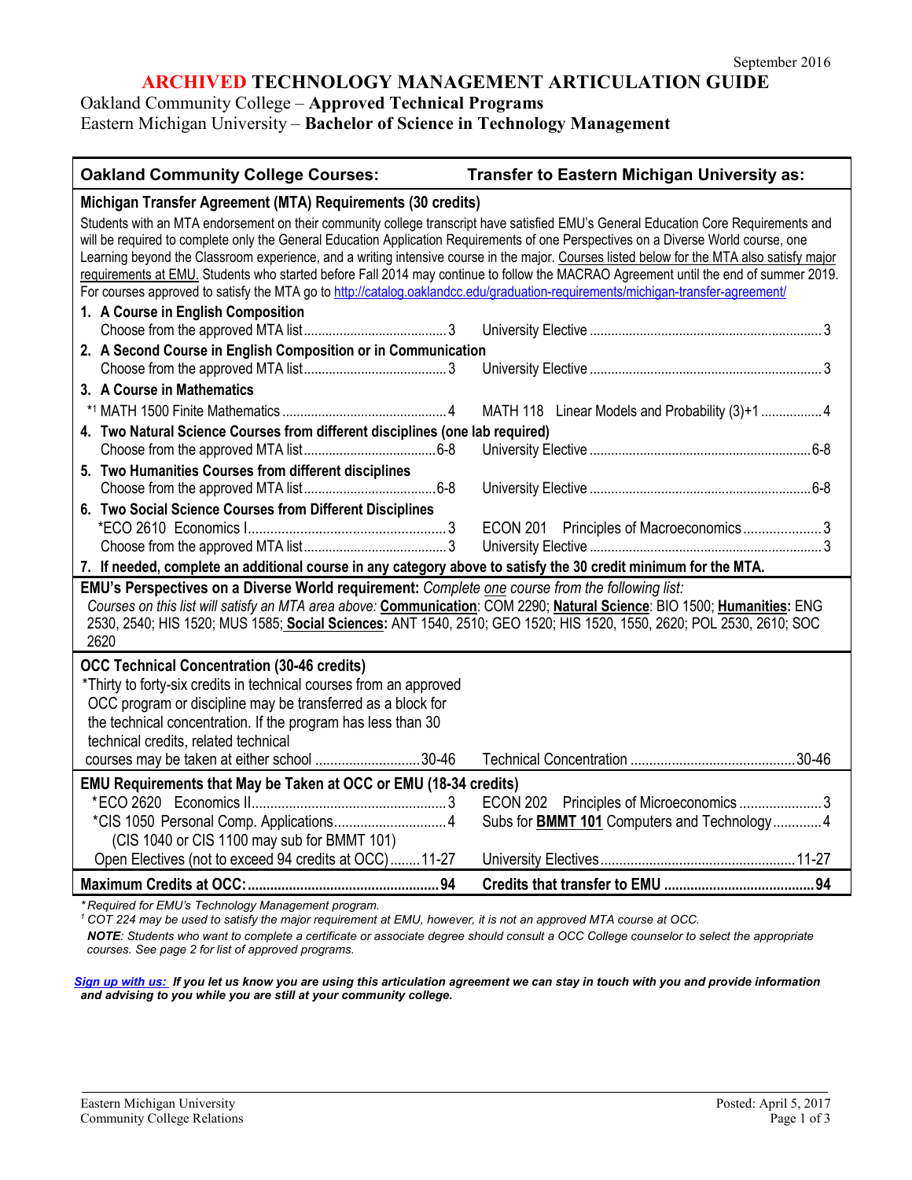September 2016

# ARCHIVED TECHNOLOGY MANAGEMENT ARTICULATION GUIDE

Oakland Community College – **Approved Technical Programs**
Eastern Michigan University – **Bachelor of Science in Technology Management**

| Oakland Community College Courses: | Transfer to Eastern Michigan University as: |
|---|---|
| **Michigan Transfer Agreement (MTA) Requirements (30 credits)** | |
| Students with an MTA endorsement on their community college transcript have satisfied EMU's General Education Core Requirements and will be required to complete only the General Education Application Requirements of one Perspectives on a Diverse World course, one Learning beyond the Classroom experience, and a writing intensive course in the major. Courses listed below for the MTA also satisfy major requirements at EMU. Students who started before Fall 2014 may continue to follow the MACRAO Agreement until the end of summer 2019. For courses approved to satisfy the MTA go to http://catalog.oaklandcc.edu/graduation-requirements/michigan-transfer-agreement/ | |
| **1. A Course in English Composition** | |
| Choose from the approved MTA list ... 3 | University Elective ... 3 |
| **2. A Second Course in English Composition or in Communication** | |
| Choose from the approved MTA list ... 3 | University Elective ... 3 |
| **3. A Course in Mathematics** | |
| *[1] MATH 1500 Finite Mathematics ... 4 | MATH 118 Linear Models and Probability (3)+1 ... 4 |
| **4. Two Natural Science Courses from different disciplines (one lab required)** | |
| Choose from the approved MTA list ... 6-8 | University Elective ... 6-8 |
| **5. Two Humanities Courses from different disciplines** | |
| Choose from the approved MTA list ... 6-8 | University Elective ... 6-8 |
| **6. Two Social Science Courses from Different Disciplines** | |
| *ECO 2610 Economics I ... 3 | ECON 201 Principles of Macroeconomics ... 3 |
| Choose from the approved MTA list ... 3 | University Elective ... 3 |
| **7. If needed, complete an additional course in any category above to satisfy the 30 credit minimum for the MTA.** | |
| **EMU's Perspectives on a Diverse World requirement:** *Complete one course from the following list: Courses on this list will satisfy an MTA area above:* **Communication**: COM 2290; **Natural Science**: BIO 1500; **Humanities:** ENG 2530, 2540; HIS 1520; MUS 1585; **Social Sciences:** ANT 1540, 2510; GEO 1520; HIS 1520, 1550, 2620; POL 2530, 2610; SOC 2620 | |
| **OCC Technical Concentration (30-46 credits)** | |
| *Thirty to forty-six credits in technical courses from an approved OCC program or discipline may be transferred as a block for the technical concentration. If the program has less than 30 technical credits, related technical courses may be taken at either school ... 30-46 | Technical Concentration ... 30-46 |
| **EMU Requirements that May be Taken at OCC or EMU (18-34 credits)** | |
| *ECO 2620 Economics II ... 3 | ECON 202 Principles of Microeconomics ... 3 |
| *CIS 1050 Personal Comp. Applications ... 4 (CIS 1040 or CIS 1100 may sub for BMMT 101) | Subs for **BMMT 101** Computers and Technology ... 4 |
| Open Electives (not to exceed 94 credits at OCC) ... 11-27 | University Electives ... 11-27 |
| **Maximum Credits at OCC: ... 94** | **Credits that transfer to EMU ... 94** |

*\* Required for EMU's Technology Management program.*
*[1] COT 224 may be used to satisfy the major requirement at EMU, however, it is not an approved MTA course at OCC.*
***NOTE**: Students who want to complete a certificate or associate degree should consult a OCC College counselor to select the appropriate courses. See page 2 for list of approved programs.*

***Sign up with us:** If you let us know you are using this articulation agreement we can stay in touch with you and provide information and advising to you while you are still at your community college.*

Eastern Michigan University
Community College Relations

Posted: April 5, 2017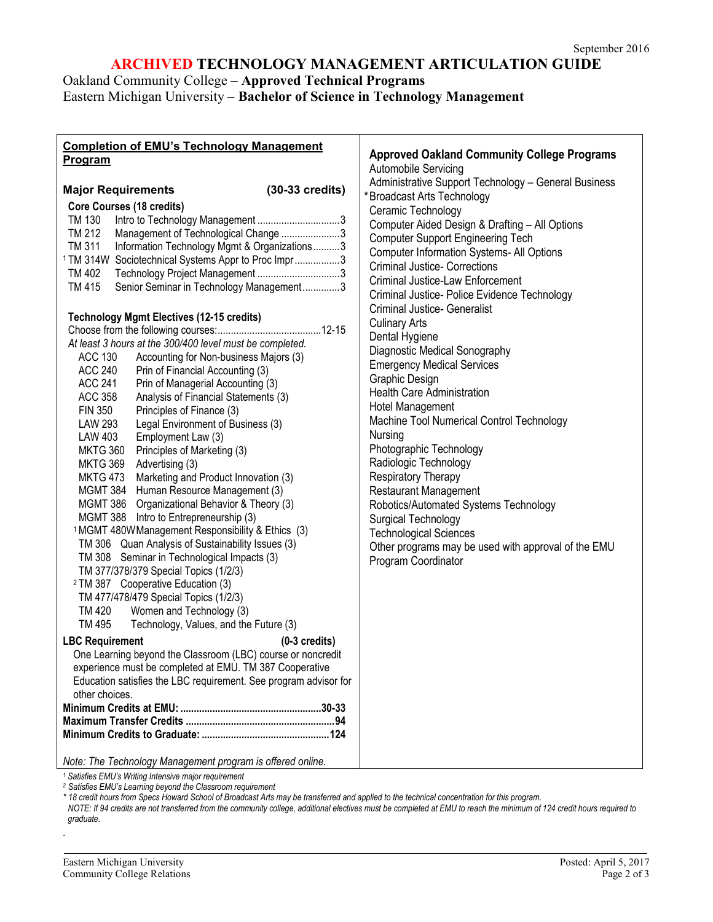September 2016

# ARCHIVED TECHNOLOGY MANAGEMENT ARTICULATION GUIDE

Oakland Community College – **Approved Technical Programs**
Eastern Michigan University – **Bachelor of Science in Technology Management**

## Completion of EMU's Technology Management Program

### Major Requirements (30-33 credits)

**Core Courses (18 credits)**

| Course | Title | Credits |
|---|---|---|
| TM 130 | Intro to Technology Management | 3 |
| TM 212 | Management of Technological Change | 3 |
| TM 311 | Information Technology Mgmt & Organizations | 3 |
| [1] TM 314W | Sociotechnical Systems Appr to Proc Impr | 3 |
| TM 402 | Technology Project Management | 3 |
| TM 415 | Senior Seminar in Technology Management | 3 |

**Technology Mgmt Electives (12-15 credits)**

Choose from the following courses: ....................................12-15

*At least 3 hours at the 300/400 level must be completed.*

- ACC 130 Accounting for Non-business Majors (3)
- ACC 240 Prin of Financial Accounting (3)
- ACC 241 Prin of Managerial Accounting (3)
- ACC 358 Analysis of Financial Statements (3)
- FIN 350 Principles of Finance (3)
- LAW 293 Legal Environment of Business (3)
- LAW 403 Employment Law (3)
- MKTG 360 Principles of Marketing (3)
- MKTG 369 Advertising (3)
- MKTG 473 Marketing and Product Innovation (3)
- MGMT 384 Human Resource Management (3)
- MGMT 386 Organizational Behavior & Theory (3)
- MGMT 388 Intro to Entrepreneurship (3)
- [1] MGMT 480W Management Responsibility & Ethics (3)
- TM 306 Quan Analysis of Sustainability Issues (3)
- TM 308 Seminar in Technological Impacts (3)
- TM 377/378/379 Special Topics (1/2/3)
- [2] TM 387 Cooperative Education (3)
- TM 477/478/479 Special Topics (1/2/3)
- TM 420 Women and Technology (3)
- TM 495 Technology, Values, and the Future (3)

**LBC Requirement (0-3 credits)**

One Learning beyond the Classroom (LBC) course or noncredit experience must be completed at EMU. TM 387 Cooperative Education satisfies the LBC requirement. See program advisor for other choices.

**Minimum Credits at EMU: ....................................30-33**
**Maximum Transfer Credits ....................................94**
**Minimum Credits to Graduate: ....................................124**

*Note: The Technology Management program is offered online.*

## Approved Oakland Community College Programs

- Automobile Servicing
- Administrative Support Technology – General Business
- *Broadcast Arts Technology
- Ceramic Technology
- Computer Aided Design & Drafting – All Options
- Computer Support Engineering Tech
- Computer Information Systems- All Options
- Criminal Justice- Corrections
- Criminal Justice-Law Enforcement
- Criminal Justice- Police Evidence Technology
- Criminal Justice- Generalist
- Culinary Arts
- Dental Hygiene
- Diagnostic Medical Sonography
- Emergency Medical Services
- Graphic Design
- Health Care Administration
- Hotel Management
- Machine Tool Numerical Control Technology
- Nursing
- Photographic Technology
- Radiologic Technology
- Respiratory Therapy
- Restaurant Management
- Robotics/Automated Systems Technology
- Surgical Technology
- Technological Sciences
- Other programs may be used with approval of the EMU Program Coordinator

*[1] Satisfies EMU's Writing Intensive major requirement*
*[2] Satisfies EMU's Learning beyond the Classroom requirement*
*\* 18 credit hours from Specs Howard School of Broadcast Arts may be transferred and applied to the technical concentration for this program.*
*NOTE: If 94 credits are not transferred from the community college, additional electives must be completed at EMU to reach the minimum of 124 credit hours required to graduate.*

Eastern Michigan University
Community College Relations

Posted: April 5, 2017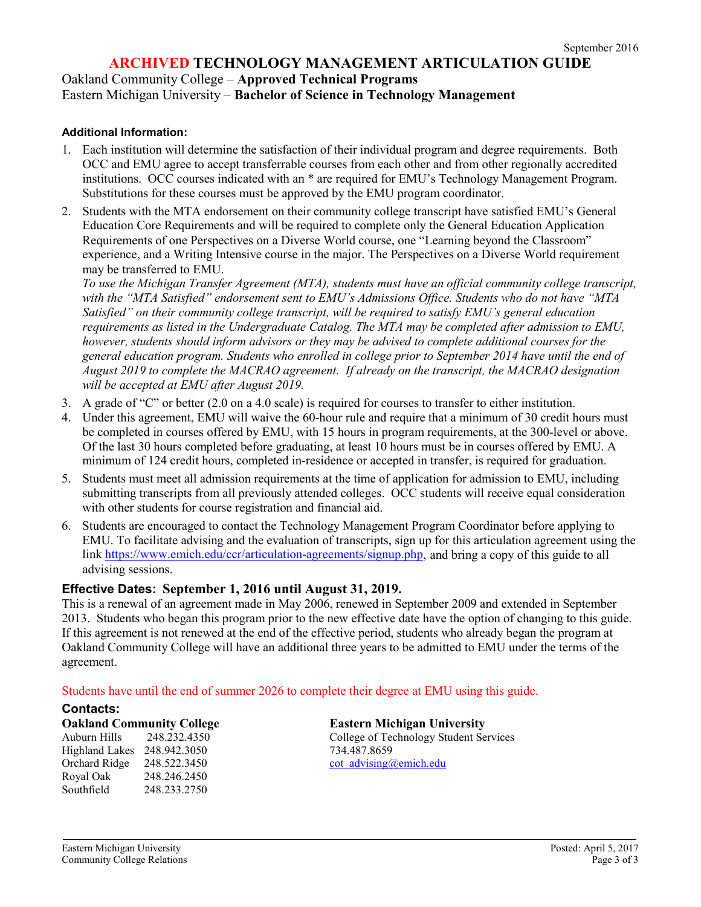September 2016

# ARCHIVED TECHNOLOGY MANAGEMENT ARTICULATION GUIDE

Oakland Community College – **Approved Technical Programs**
Eastern Michigan University – **Bachelor of Science in Technology Management**

**Additional Information:**

1. Each institution will determine the satisfaction of their individual program and degree requirements. Both OCC and EMU agree to accept transferrable courses from each other and from other regionally accredited institutions. OCC courses indicated with an * are required for EMU's Technology Management Program. Substitutions for these courses must be approved by the EMU program coordinator.
2. Students with the MTA endorsement on their community college transcript have satisfied EMU's General Education Core Requirements and will be required to complete only the General Education Application Requirements of one Perspectives on a Diverse World course, one "Learning beyond the Classroom" experience, and a Writing Intensive course in the major. The Perspectives on a Diverse World requirement may be transferred to EMU.
   *To use the Michigan Transfer Agreement (MTA), students must have an official community college transcript, with the "MTA Satisfied" endorsement sent to EMU's Admissions Office. Students who do not have "MTA Satisfied" on their community college transcript, will be required to satisfy EMU's general education requirements as listed in the Undergraduate Catalog. The MTA may be completed after admission to EMU, however, students should inform advisors or they may be advised to complete additional courses for the general education program. Students who enrolled in college prior to September 2014 have until the end of August 2019 to complete the MACRAO agreement. If already on the transcript, the MACRAO designation will be accepted at EMU after August 2019.*
3. A grade of "C" or better (2.0 on a 4.0 scale) is required for courses to transfer to either institution.
4. Under this agreement, EMU will waive the 60-hour rule and require that a minimum of 30 credit hours must be completed in courses offered by EMU, with 15 hours in program requirements, at the 300-level or above. Of the last 30 hours completed before graduating, at least 10 hours must be in courses offered by EMU. A minimum of 124 credit hours, completed in-residence or accepted in transfer, is required for graduation.
5. Students must meet all admission requirements at the time of application for admission to EMU, including submitting transcripts from all previously attended colleges. OCC students will receive equal consideration with other students for course registration and financial aid.
6. Students are encouraged to contact the Technology Management Program Coordinator before applying to EMU. To facilitate advising and the evaluation of transcripts, sign up for this articulation agreement using the link https://www.emich.edu/ccr/articulation-agreements/signup.php, and bring a copy of this guide to all advising sessions.

### Effective Dates: September 1, 2016 until August 31, 2019.

This is a renewal of an agreement made in May 2006, renewed in September 2009 and extended in September 2013. Students who began this program prior to the new effective date have the option of changing to this guide. If this agreement is not renewed at the end of the effective period, students who already began the program at Oakland Community College will have an additional three years to be admitted to EMU under the terms of the agreement.

Students have until the end of summer 2026 to complete their degree at EMU using this guide.

### Contacts:

**Oakland Community College**

| | |
|---|---|
| Auburn Hills | 248.232.4350 |
| Highland Lakes | 248.942.3050 |
| Orchard Ridge | 248.522.3450 |
| Royal Oak | 248.246.2450 |
| Southfield | 248.233.2750 |

**Eastern Michigan University**
College of Technology Student Services
734.487.8659
cot_advising@emich.edu

Eastern Michigan University
Community College Relations

Posted: April 5, 2017